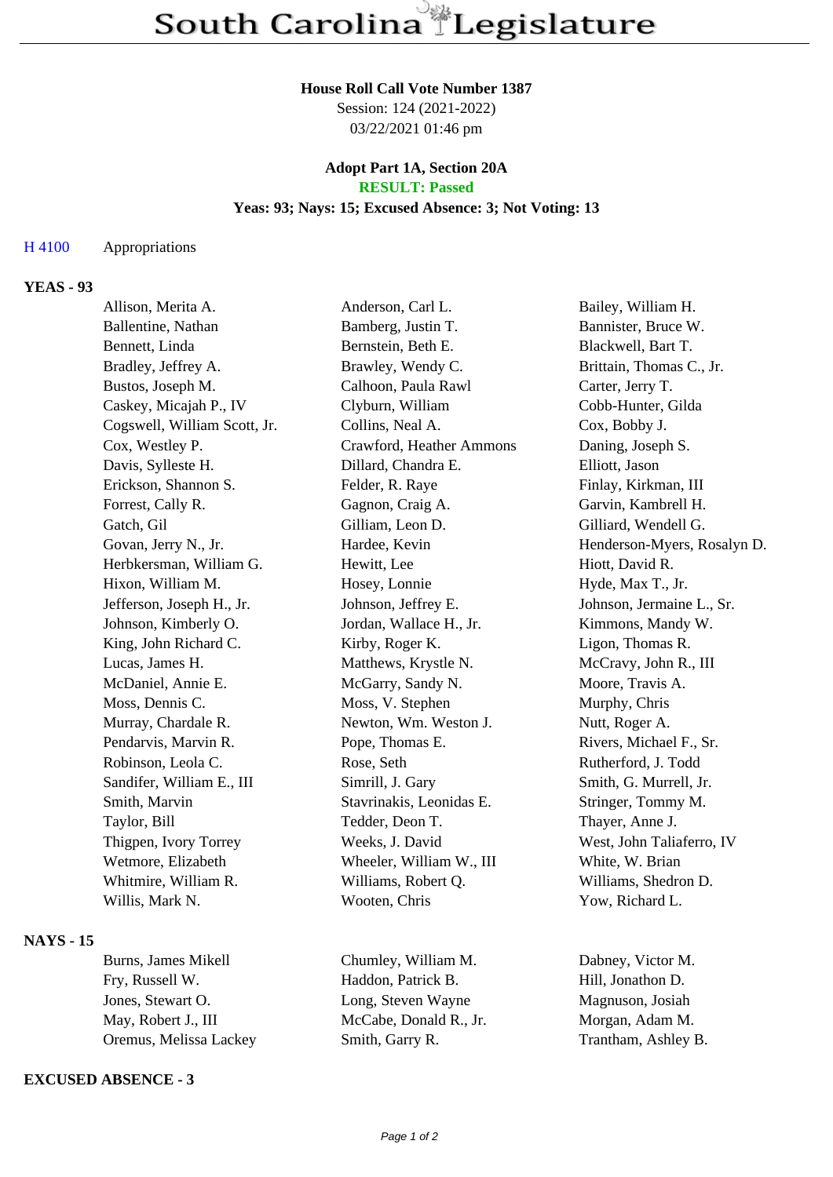# South Carolina Legislature

**House Roll Call Vote Number 1387**
Session: 124 (2021-2022)
03/22/2021 01:46 pm

**Adopt Part 1A, Section 20A**
**RESULT: Passed**
**Yeas: 93; Nays: 15; Excused Absence: 3; Not Voting: 13**

H 4100 Appropriations

## YEAS - 93

| | | |
|---|---|---|
| Allison, Merita A. | Anderson, Carl L. | Bailey, William H. |
| Ballentine, Nathan | Bamberg, Justin T. | Bannister, Bruce W. |
| Bennett, Linda | Bernstein, Beth E. | Blackwell, Bart T. |
| Bradley, Jeffrey A. | Brawley, Wendy C. | Brittain, Thomas C., Jr. |
| Bustos, Joseph M. | Calhoon, Paula Rawl | Carter, Jerry T. |
| Caskey, Micajah P., IV | Clyburn, William | Cobb-Hunter, Gilda |
| Cogswell, William Scott, Jr. | Collins, Neal A. | Cox, Bobby J. |
| Cox, Westley P. | Crawford, Heather Ammons | Daning, Joseph S. |
| Davis, Sylleste H. | Dillard, Chandra E. | Elliott, Jason |
| Erickson, Shannon S. | Felder, R. Raye | Finlay, Kirkman, III |
| Forrest, Cally R. | Gagnon, Craig A. | Garvin, Kambrell H. |
| Gatch, Gil | Gilliam, Leon D. | Gilliard, Wendell G. |
| Govan, Jerry N., Jr. | Hardee, Kevin | Henderson-Myers, Rosalyn D. |
| Herbkersman, William G. | Hewitt, Lee | Hiott, David R. |
| Hixon, William M. | Hosey, Lonnie | Hyde, Max T., Jr. |
| Jefferson, Joseph H., Jr. | Johnson, Jeffrey E. | Johnson, Jermaine L., Sr. |
| Johnson, Kimberly O. | Jordan, Wallace H., Jr. | Kimmons, Mandy W. |
| King, John Richard C. | Kirby, Roger K. | Ligon, Thomas R. |
| Lucas, James H. | Matthews, Krystle N. | McCravy, John R., III |
| McDaniel, Annie E. | McGarry, Sandy N. | Moore, Travis A. |
| Moss, Dennis C. | Moss, V. Stephen | Murphy, Chris |
| Murray, Chardale R. | Newton, Wm. Weston J. | Nutt, Roger A. |
| Pendarvis, Marvin R. | Pope, Thomas E. | Rivers, Michael F., Sr. |
| Robinson, Leola C. | Rose, Seth | Rutherford, J. Todd |
| Sandifer, William E., III | Simrill, J. Gary | Smith, G. Murrell, Jr. |
| Smith, Marvin | Stavrinakis, Leonidas E. | Stringer, Tommy M. |
| Taylor, Bill | Tedder, Deon T. | Thayer, Anne J. |
| Thigpen, Ivory Torrey | Weeks, J. David | West, John Taliaferro, IV |
| Wetmore, Elizabeth | Wheeler, William W., III | White, W. Brian |
| Whitmire, William R. | Williams, Robert Q. | Williams, Shedron D. |
| Willis, Mark N. | Wooten, Chris | Yow, Richard L. |

## NAYS - 15

| | | |
|---|---|---|
| Burns, James Mikell | Chumley, William M. | Dabney, Victor M. |
| Fry, Russell W. | Haddon, Patrick B. | Hill, Jonathon D. |
| Jones, Stewart O. | Long, Steven Wayne | Magnuson, Josiah |
| May, Robert J., III | McCabe, Donald R., Jr. | Morgan, Adam M. |
| Oremus, Melissa Lackey | Smith, Garry R. | Trantham, Ashley B. |

## EXCUSED ABSENCE - 3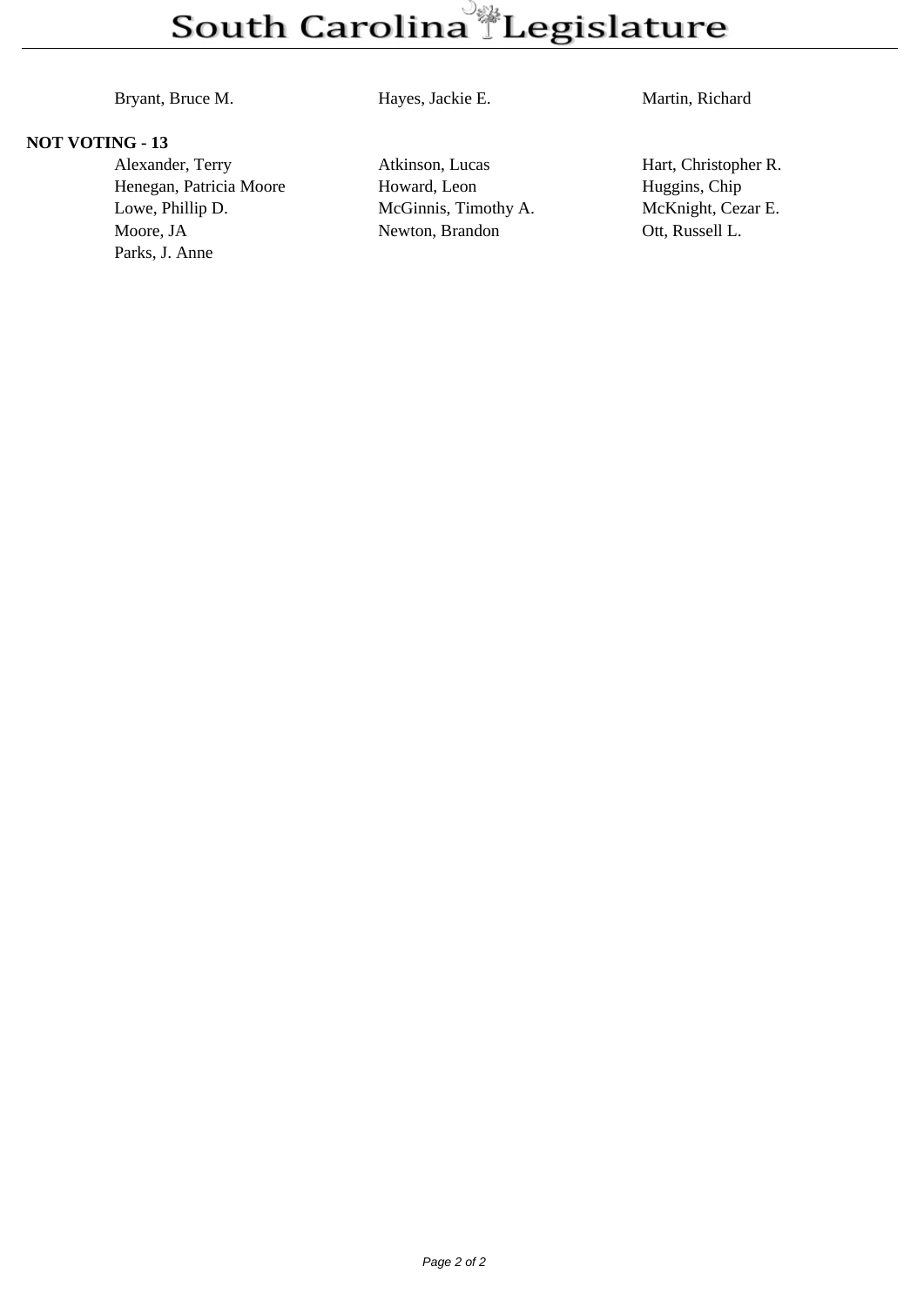| | | |
|---|---|---|
| Bryant, Bruce M. | Hayes, Jackie E. | Martin, Richard |

**NOT VOTING - 13**

| | | |
|---|---|---|
| Alexander, Terry | Atkinson, Lucas | Hart, Christopher R. |
| Henegan, Patricia Moore | Howard, Leon | Huggins, Chip |
| Lowe, Phillip D. | McGinnis, Timothy A. | McKnight, Cezar E. |
| Moore, JA | Newton, Brandon | Ott, Russell L. |
| Parks, J. Anne | | |